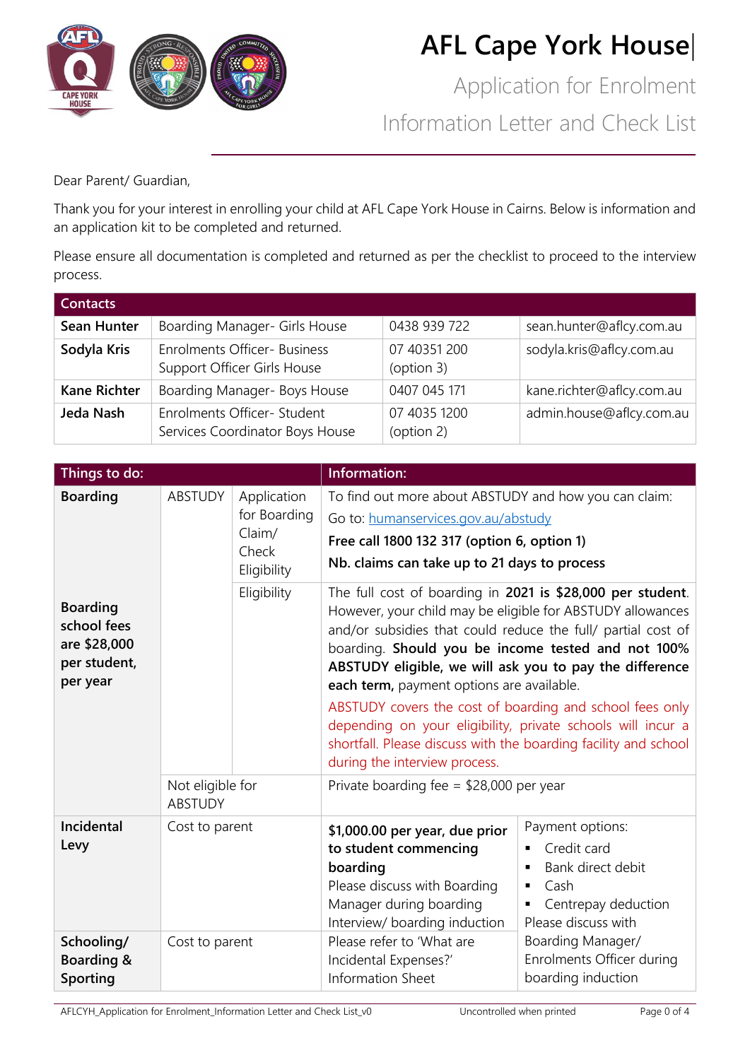# AFL Cape York House

## Application for Enrolment

## Information Letter and Check List

Dear Parent/ Guardian,

Thank you for your interest in enrolling your child at AFL Cape York House in Cairns. Below is information and an application kit to be completed and returned.

Please ensure all documentation is completed and returned as per the checklist to proceed to the interview process.

| Contacts | | | |
|---|---|---|---|
| **Sean Hunter** | Boarding Manager- Girls House | 0438 939 722 | sean.hunter@aflcy.com.au |
| **Sodyla Kris** | Enrolments Officer- Business Support Officer Girls House | 07 40351 200 (option 3) | sodyla.kris@aflcy.com.au |
| **Kane Richter** | Boarding Manager- Boys House | 0407 045 171 | kane.richter@aflcy.com.au |
| **Jeda Nash** | Enrolments Officer- Student Services Coordinator Boys House | 07 4035 1200 (option 2) | admin.house@aflcy.com.au |

| Things to do: | | | Information: | |
|---|---|---|---|---|
| **Boarding** | ABSTUDY | Application for Boarding Claim/ Check Eligibility | To find out more about ABSTUDY and how you can claim: Go to: humanservices.gov.au/abstudy **Free call 1800 132 317 (option 6, option 1)** **Nb. claims can take up to 21 days to process** | |
| **Boarding school fees are $28,000 per student, per year** | | Eligibility | The full cost of boarding in **2021 is $28,000 per student**. However, your child may be eligible for ABSTUDY allowances and/or subsidies that could reduce the full/ partial cost of boarding. **Should you be income tested and not 100% ABSTUDY eligible, we will ask you to pay the difference each term,** payment options are available. ABSTUDY covers the cost of boarding and school fees only depending on your eligibility, private schools will incur a shortfall. Please discuss with the boarding facility and school during the interview process. | |
| | Not eligible for ABSTUDY | | Private boarding fee = $28,000 per year | |
| **Incidental Levy** | Cost to parent | | **$1,000.00 per year, due prior to student commencing boarding** Please discuss with Boarding Manager during boarding Interview/ boarding induction | Payment options:<br>▪ Credit card<br>▪ Bank direct debit<br>▪ Cash<br>▪ Centrepay deduction<br>Please discuss with Boarding Manager/ Enrolments Officer during boarding induction |
| **Schooling/ Boarding & Sporting** | Cost to parent | | Please refer to 'What are Incidental Expenses?' Information Sheet | |

AFLCYH_Application for Enrolment_Information Letter and Check List_v0 Uncontrolled when printed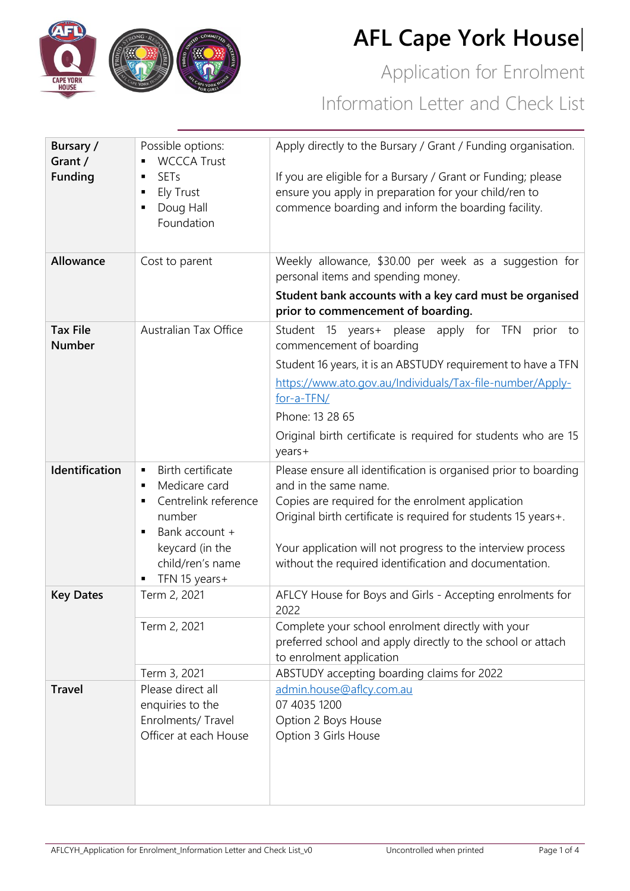# AFL Cape York House

## Application for Enrolment

## Information Letter and Check List

| | | |
|---|---|---|
| **Bursary / Grant / Funding** | Possible options:<br>▪ WCCCA Trust<br>▪ SETs<br>▪ Ely Trust<br>▪ Doug Hall Foundation | Apply directly to the Bursary / Grant / Funding organisation.<br><br>If you are eligible for a Bursary / Grant or Funding; please ensure you apply in preparation for your child/ren to commence boarding and inform the boarding facility. |
| **Allowance** | Cost to parent | Weekly allowance, $30.00 per week as a suggestion for personal items and spending money.<br>**Student bank accounts with a key card must be organised prior to commencement of boarding.** |
| **Tax File Number** | Australian Tax Office | Student 15 years+ please apply for TFN prior to commencement of boarding<br>Student 16 years, it is an ABSTUDY requirement to have a TFN<br>https://www.ato.gov.au/Individuals/Tax-file-number/Apply-for-a-TFN/<br>Phone: 13 28 65<br>Original birth certificate is required for students who are 15 years+ |
| **Identification** | ▪ Birth certificate<br>▪ Medicare card<br>▪ Centrelink reference number<br>▪ Bank account + keycard (in the child/ren's name<br>▪ TFN 15 years+ | Please ensure all identification is organised prior to boarding and in the same name.<br>Copies are required for the enrolment application<br>Original birth certificate is required for students 15 years+.<br><br>Your application will not progress to the interview process without the required identification and documentation. |
| **Key Dates** | Term 2, 2021 | AFLCY House for Boys and Girls - Accepting enrolments for 2022 |
| | Term 2, 2021 | Complete your school enrolment directly with your preferred school and apply directly to the school or attach to enrolment application |
| | Term 3, 2021 | ABSTUDY accepting boarding claims for 2022 |
| **Travel** | Please direct all enquiries to the Enrolments/ Travel Officer at each House | admin.house@aflcy.com.au<br>07 4035 1200<br>Option 2 Boys House<br>Option 3 Girls House |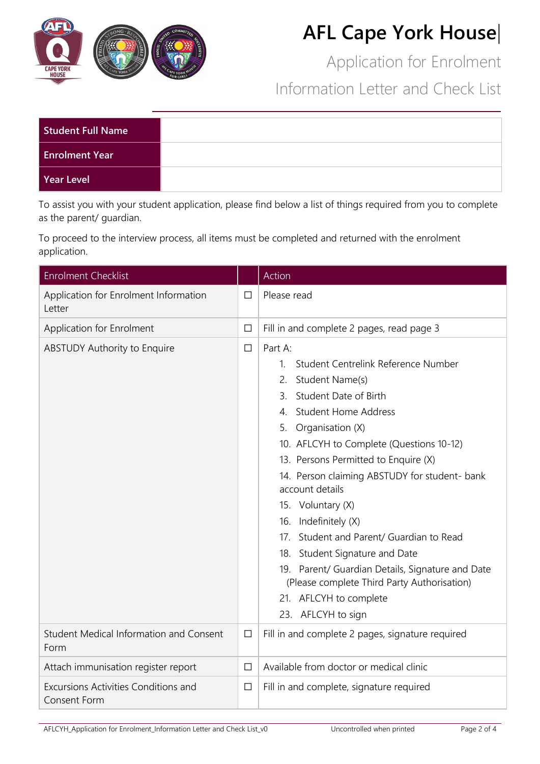# AFL Cape York House

## Application for Enrolment

## Information Letter and Check List

| Student Full Name | |
|---|---|
| Enrolment Year | |
| Year Level | |

To assist you with your student application, please find below a list of things required from you to complete as the parent/ guardian.

To proceed to the interview process, all items must be completed and returned with the enrolment application.

| Enrolment Checklist | | Action |
|---|---|---|
| Application for Enrolment Information Letter | ☐ | Please read |
| Application for Enrolment | ☐ | Fill in and complete 2 pages, read page 3 |
| ABSTUDY Authority to Enquire | ☐ | Part A:<br>1. Student Centrelink Reference Number<br>2. Student Name(s)<br>3. Student Date of Birth<br>4. Student Home Address<br>5. Organisation (X)<br>10. AFLCYH to Complete (Questions 10-12)<br>13. Persons Permitted to Enquire (X)<br>14. Person claiming ABSTUDY for student- bank account details<br>15. Voluntary (X)<br>16. Indefinitely (X)<br>17. Student and Parent/ Guardian to Read<br>18. Student Signature and Date<br>19. Parent/ Guardian Details, Signature and Date (Please complete Third Party Authorisation)<br>21. AFLCYH to complete<br>23. AFLCYH to sign |
| Student Medical Information and Consent Form | ☐ | Fill in and complete 2 pages, signature required |
| Attach immunisation register report | ☐ | Available from doctor or medical clinic |
| Excursions Activities Conditions and Consent Form | ☐ | Fill in and complete, signature required |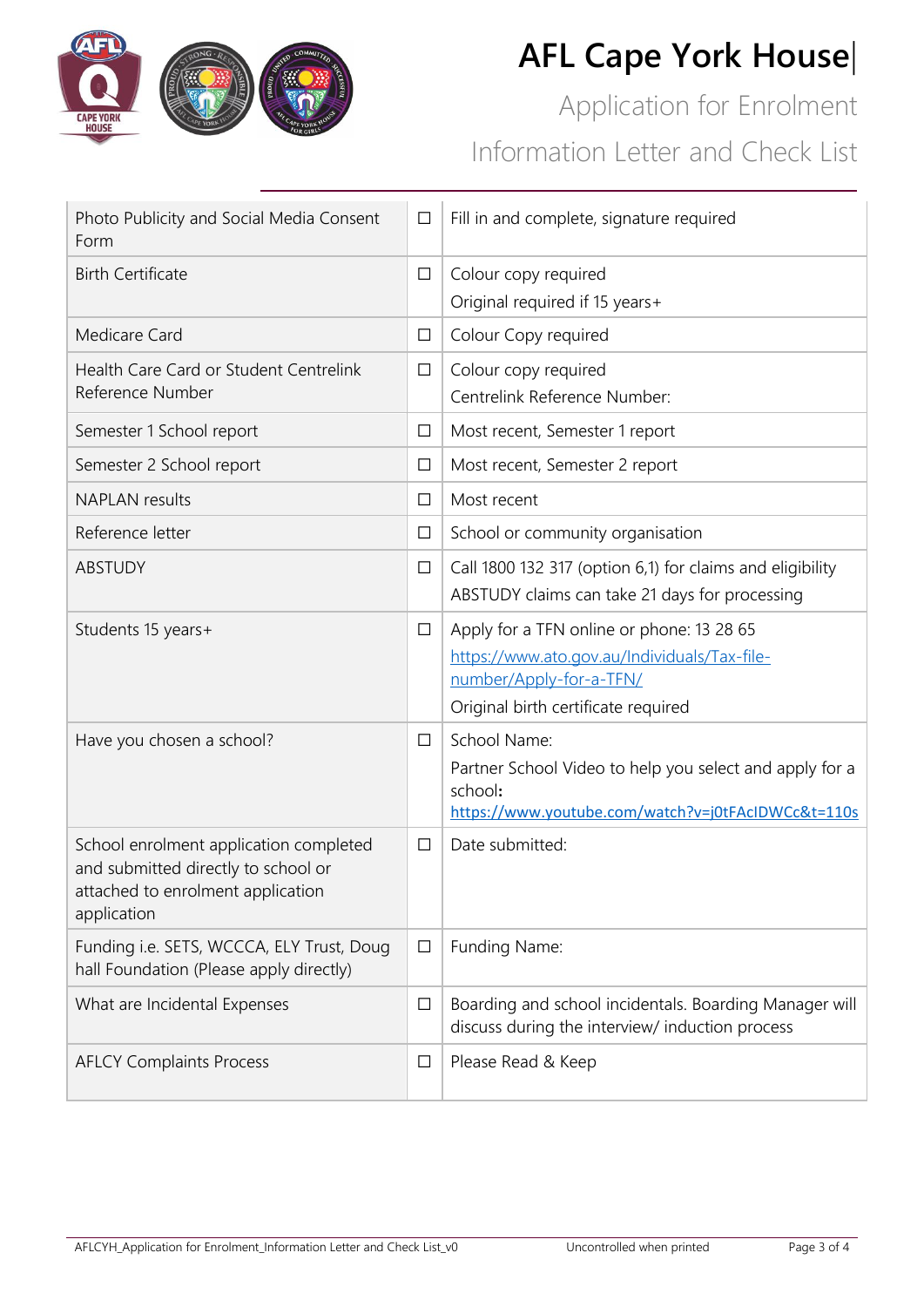# AFL Cape York House

Application for Enrolment

Information Letter and Check List

| | | |
|---|---|---|
| Photo Publicity and Social Media Consent Form | ☐ | Fill in and complete, signature required |
| Birth Certificate | ☐ | Colour copy required<br>Original required if 15 years+ |
| Medicare Card | ☐ | Colour Copy required |
| Health Care Card or Student Centrelink Reference Number | ☐ | Colour copy required<br>Centrelink Reference Number: |
| Semester 1 School report | ☐ | Most recent, Semester 1 report |
| Semester 2 School report | ☐ | Most recent, Semester 2 report |
| NAPLAN results | ☐ | Most recent |
| Reference letter | ☐ | School or community organisation |
| ABSTUDY | ☐ | Call 1800 132 317 (option 6,1) for claims and eligibility<br>ABSTUDY claims can take 21 days for processing |
| Students 15 years+ | ☐ | Apply for a TFN online or phone: 13 28 65<br>https://www.ato.gov.au/Individuals/Tax-file-number/Apply-for-a-TFN/<br>Original birth certificate required |
| Have you chosen a school? | ☐ | School Name:<br>Partner School Video to help you select and apply for a school**:**<br>https://www.youtube.com/watch?v=j0tFAcIDWCc&t=110s |
| School enrolment application completed and submitted directly to school or attached to enrolment application application | ☐ | Date submitted: |
| Funding i.e. SETS, WCCCA, ELY Trust, Doug hall Foundation (Please apply directly) | ☐ | Funding Name: |
| What are Incidental Expenses | ☐ | Boarding and school incidentals. Boarding Manager will discuss during the interview/ induction process |
| AFLCY Complaints Process | ☐ | Please Read & Keep |